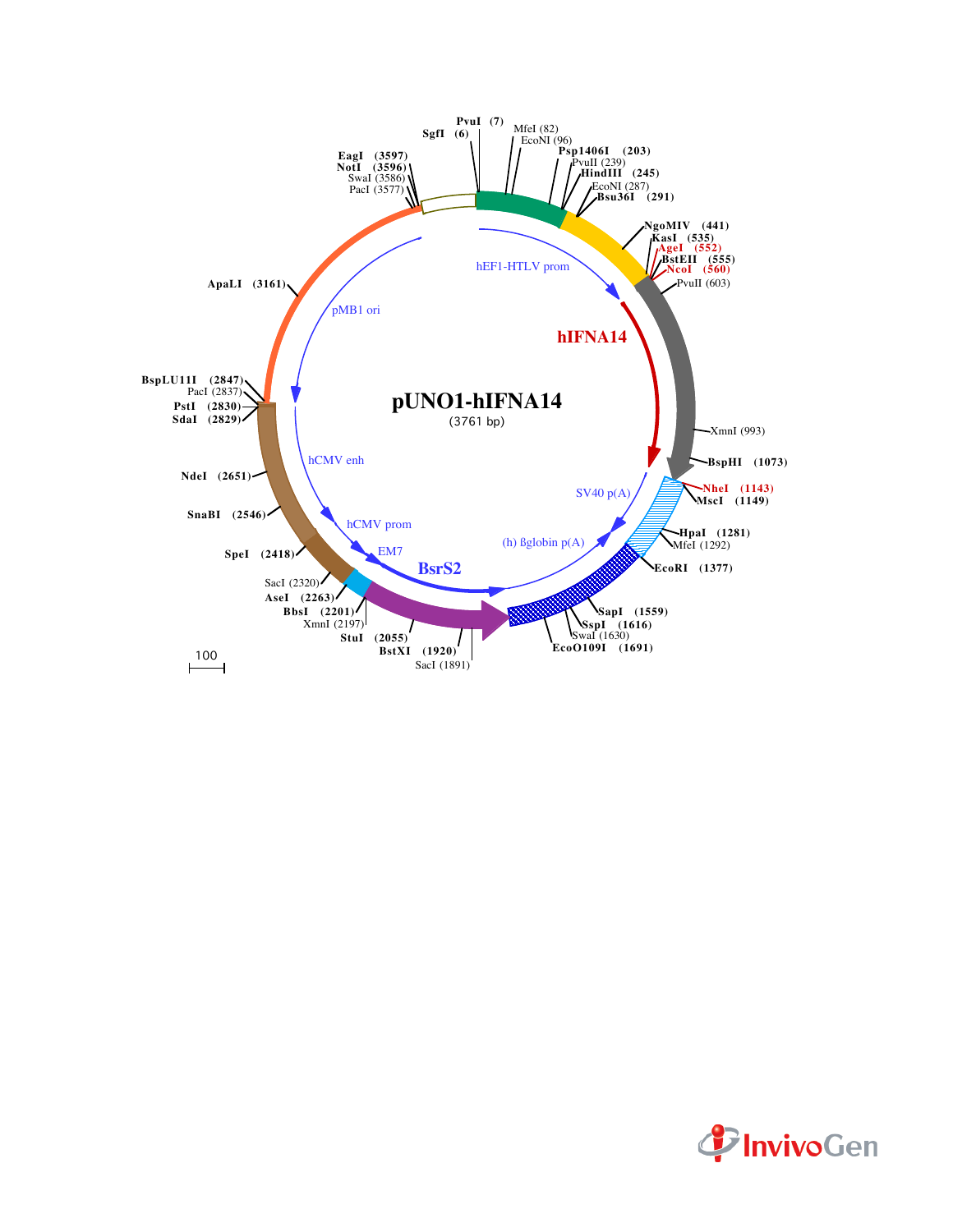# pUNO1-hIFNA14

(3761 bp)

- SgfI (6)
- PvuI (7)
- MfeI (82)
- EcoNI (96)
- Psp1406I (203)
- PvuII (239)
- HindIII (245)
- EcoNI (287)
- Bsu36I (291)
- NgoMIV (441)
- KasI (535)
- AgeI (552)
- BstEII (555)
- NcoI (560)
- PvuII (603)
- XmnI (993)
- BspHI (1073)
- NheI (1143)
- MscI (1149)
- HpaI (1281)
- MfeI (1292)
- EcoRI (1377)
- SapI (1559)
- SspI (1616)
- SwaI (1630)
- EcoO109I (1691)
- SacI (1891)
- BstXI (1920)
- StuI (2055)
- XmnI (2197)
- BbsI (2201)
- AseI (2263)
- SacI (2320)
- SpeI (2418)
- SnaBI (2546)
- NdeI (2651)
- SdaI (2829)
- PstI (2830)
- PacI (2837)
- BspLU11I (2847)
- ApaLI (3161)
- PacI (3577)
- SwaI (3586)
- NotI (3596)
- EagI (3597)

Features: hEF1-HTLV prom, hIFNA14, SV40 p(A), (h) ßglobin p(A), BsrS2, EM7, hCMV prom, hCMV enh, pMB1 ori

100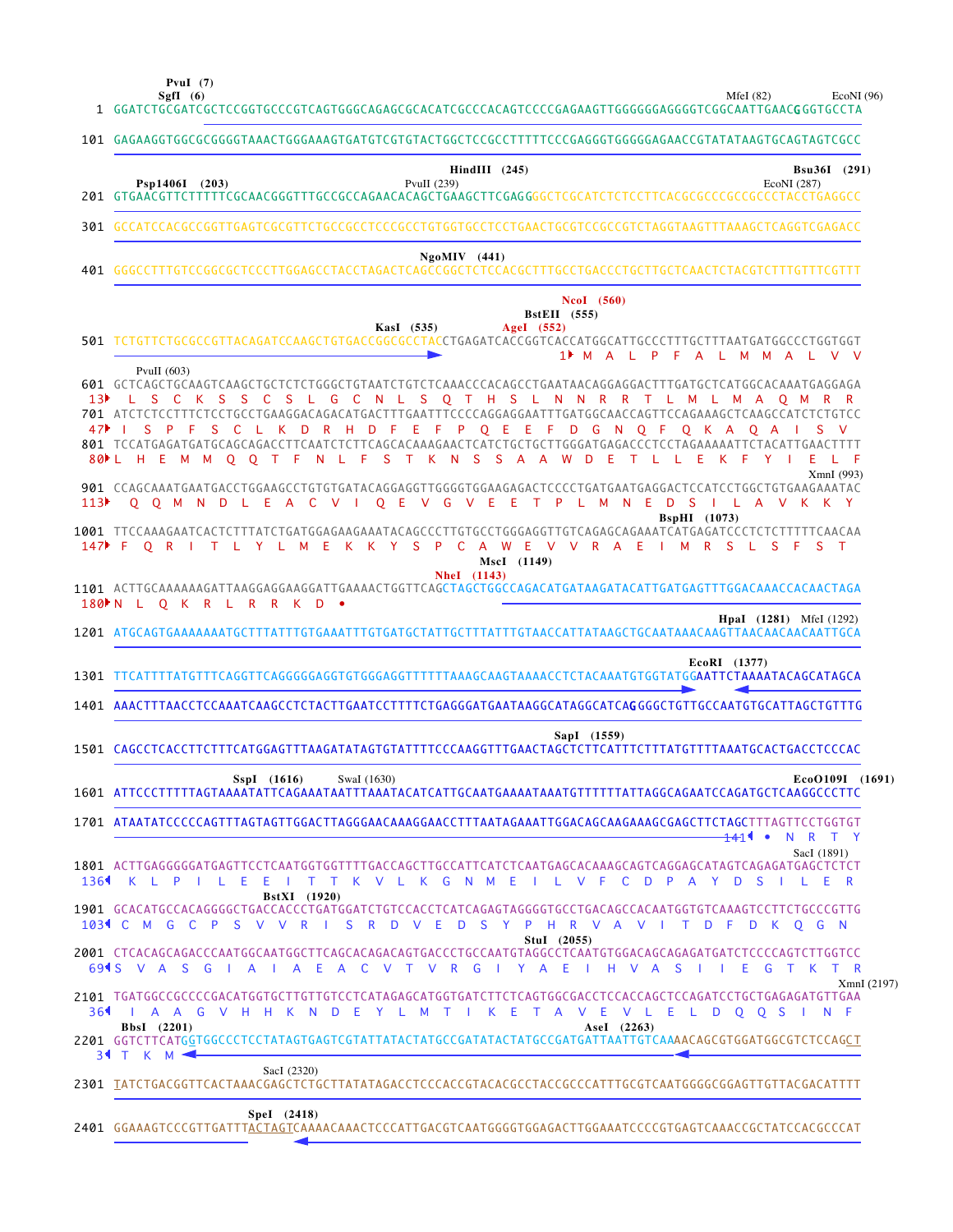```
                PvuI  (7)
                SgfI  (6)                                                                    MfeI (82)           EcoNI (96)
   1  GGATCTGCGATCGCTCCGGTGCCCGTCAGTGGGCAGAGCGCACATCGCCCACAGTCCCCGAGAAGTTGGGGGGAGGGGTCGGCAATTGAACGGGTGCCTA

 101  GAGAAGGTGGCGCGGGGTAAACTGGGAAAGTGATGTCGTGTACTGGCTCCGCCTTTTTCCCGAGGGTGGGGGAGAACCGTATATAAGTGCAGTAGTCGCC

                                                    HindIII  (245)                                          Bsu36I  (291)
        Psp1406I  (203)                      PvuII (239)                                      EcoNI (287)
 201  GTGAACGTTCTTTTTCGCAACGGGTTTGCCGCCAGAACACAGCTGAAGCTTCGAGGGGCTCGCATCTCTCCTTCACGCGCCCGCCGCCCTACCTGAGGCC

 301  GCCATCCACGCCGGTTGAGTCGCGTTCTGCCGCCTCCCGCCTGTGGTGCCTCCTGAACTGCGTCCGCCGTCTAGGTAAGTTTAAAGCTCAGGTCGAGACC

                                              NgoMIV  (441)
 401  GGGCCTTTGTCCGGCGCTCCCTTGGAGCCTACCTAGACTCAGCCGGCTCTCCACGCTTTGCCTGACCCTGCTTGCTCAACTCTACGTCTTTGTTTCGTTT

                                                                              NcoI  (560)
                                                                         BstEII  (555)
                                                  KasI  (535)            AgeI  (552)
 501  TCTGTTCTGCGCCGTTACAGATCCAAGCTGTGACCGGCGCCTACCTGAGATCACCGGTCACCATGGCATTGCCCTTTGCTTTAATGATGGCCCTGGTGGT
                                                                                 1▸ M  A  L  P  F  A  L  M  M  A  L  V  V
        PvuII (603)
 601  GCTCAGCTGCAAGTCAAGCTGCTCTCTGGGCTGTAATCTGTCTCAAACCCACAGCCTGAATAACAGGAGGACTTTGATGCTCATGGCACAAATGAGGAGA
  13▸  L  S  C  K  S  S  C  S  L  G  C  N  L  S  Q  T  H  S  L  N  N  R  R  T  L  M  L  M  A  Q  M  R  R
 701  ATCTCTCCTTTCTCCTGCCTGAAGGACAGACATGACTTTGAATTTCCCCAGGAGGAATTTGATGGCAACCAGTTCCAGAAAGCTCAAGCCATCTCTGTCC
  47▸ I  S  P  F  S  C  L  K  D  R  H  D  F  E  F  P  Q  E  E  F  D  G  N  Q  F  Q  K  A  Q  A  I  S  V
 801  TCCATGAGATGATGCAGCAGACCTTCAATCTCTTCAGCACAAAGAACTCATCTGCTGCTTGGGATGAGACCCTCCTAGAAAAATTCTACATTGAACTTTT
  80▸ L  H  E  M  M  Q  Q  T  F  N  L  F  S  T  K  N  S  S  A  A  W  D  E  T  L  L  E  K  F  Y  I  E  L  F
                                                                                                    XmnI (993)
 901  CCAGCAAATGAATGACCTGGAAGCCTGTGTGATACAGGAGGTTGGGGTGGAAGAGACTCCCCTGATGAATGAGGACTCCATCCTGGCTGTGAAGAAATAC
 113▸  Q  Q  M  N  D  L  E  A  C  V  I  Q  E  V  G  V  E  E  T  P  L  M  N  E  D  S  I  L  A  V  K  K  Y
                                                                                  BspHI  (1073)
1001  TTCCAAAGAATCACTCTTTATCTGATGGAGAAGAAATACAGCCCTTGTGCCTGGGAGGTTGTCAGAGCAGAAATCATGAGATCCCTCTCTTTTTCAACAA
 147▸  F  Q  R  I  T  L  Y  L  M  E  K  K  Y  S  P  C  A  W  E  V  V  R  A  E  I  M  R  S  L  S  F  S  T
                                                        MscI  (1149)
                                                 NheI  (1143)
1101  ACTTGCAAAAAAGATTAAGGAGGAAGGATTGAAAACTGGTTCAGCTAGCTGGCCAGACATGATAAGATACATTGATGAGTTTGGACAAACCACAACTAGA
 180▸ N  L  Q  K  R  L  R  R  K  D  •
                                                                                       HpaI  (1281)  MfeI (1292)
1201  ATGCAGTGAAAAAAATGCTTTATTTGTGAAATTTGTGATGCTATTGCTTTATTTGTAACCATTATAAGCTGCAATAAACAAGTTAACAACAACAATTGCA

                                                                                   EcoRI  (1377)
1301  TTCATTTTATGTTTCAGGTTCAGGGGGAGGTGTGGGAGGTTTTTTAAAGCAAGTAAAACCTCTACAAATGTGGTATGGAATTCTAAAATACAGCATAGCA

1401  AAACTTTAACCTCCAAATCAAGCCTCTACTTGAATCCTTTTCTGAGGGATGAATAAGGCATAGGCATCAGGGGCTGTTGCCAATGTGCATTAGCTGTTTG

                                                                          SapI  (1559)
1501  CAGCCTCACCTTCTTTCATGGAGTTTAAGATATAGTGTATTTTCCCAAGGTTTGAACTAGCTCTTCATTTCTTTATGTTTTAAATGCACTGACCTCCCAC

                        SspI  (1616)         SwaI (1630)                                               EcoO109I  (1691)
1601  ATTCCCTTTTTAGTAAAATATTCAGAAATAATTTAAATACATCATTGCAATGAAAATAAATGTTTTTTATTAGGCAGAATCCAGATGCTCAAGGCCCTTC

1701  ATAATATCCCCCAGTTTAGTAGTTGGACTTAGGGAACAAAGGAACCTTTAATAGAAATTGGACAGCAAGAAAGCGAGCTTCTAGCTTTAGTTCCTGGTGT
                                                                                          141◂ •  N  R  T  Y
                                                                                                      SacI (1891)
1801  ACTTGAGGGGGATGAGTTCCTCAATGGTGGTTTTGACCAGCTTGCCATTCATCTCAATGAGCACAAAGCAGTCAGGAGCATAGTCAGAGATGAGCTCTCT
 136◂  K  L  P  I  L  E  E  I  T  T  K  V  L  K  G  N  M  E  I  L  V  F  C  D  P  A  Y  D  S  I  L  E  R
                            BstXI  (1920)
1901  GCACATGCCACAGGGGCTGACCACCCTGATGGATCTGTCCACCTCATCAGAGTAGGGGTGCCTGACAGCCACAATGGTGTCAAAGTCCTTCTGCCCGTTG
 103◂  C  M  G  C  P  S  V  V  R  I  S  R  D  V  E  D  S  Y  P  H  R  V  A  V  I  T  D  F  D  K  Q  G  N
                                                                   StuI  (2055)
2001  CTCACAGCAGACCCAATGGCAATGGCTTCAGCACAGACAGTGACCCTGCCAATGTAGGCCTCAATGTGGACAGCAGAGATGATCTCCCCAGTCTTGGTCC
  69◂ S  V  A  S  G  I  A  I  A  E  A  C  V  T  V  R  G  I  Y  A  E  I  H  V  A  S  I  I  E  G  T  K  T  R
                                                                                                   XmnI (2197)
2101  TGATGGCCGCCCCGACATGGTGCTTGTTGTCCTCATAGAGCATGGTGATCTTCTCAGTGGCGACCTCCACCAGCTCCAGATCCTGCTGAGAGATGTTGAA
  36◂  I  A  A  G  V  H  H  K  N  D  E  Y  L  M  T  I  K  E  T  A  V  E  V  L  E  L  D  Q  Q  S  I  N  F
        BbsI  (2201)                                                      AseI  (2263)
2201  GGTCTTCATGGTGGCCCTCCTATAGTGAGTCGTATTATACTATGCCGATATACTATGCCGATGATTAATTGTCAAAACAGCGTGGATGGCGTCTCCAGCT
   3◂  T  K  M
                            SacI (2320)
2301  TATCTGACGGTTCACTAAACGAGCTCTGCTTATATAGACCTCCCACCGTACACGCCTACCGCCCATTTGCGTCAATGGGGCGGAGTTGTTACGACATTTT

                          SpeI  (2418)
2401  GGAAAGTCCCGTTGATTTACTAGTCAAAACAAACTCCCATTGACGTCAATGGGGTGGAGACTTGGAAATCCCCGTGAGTCAAACCGCTATCCACGCCCAT
```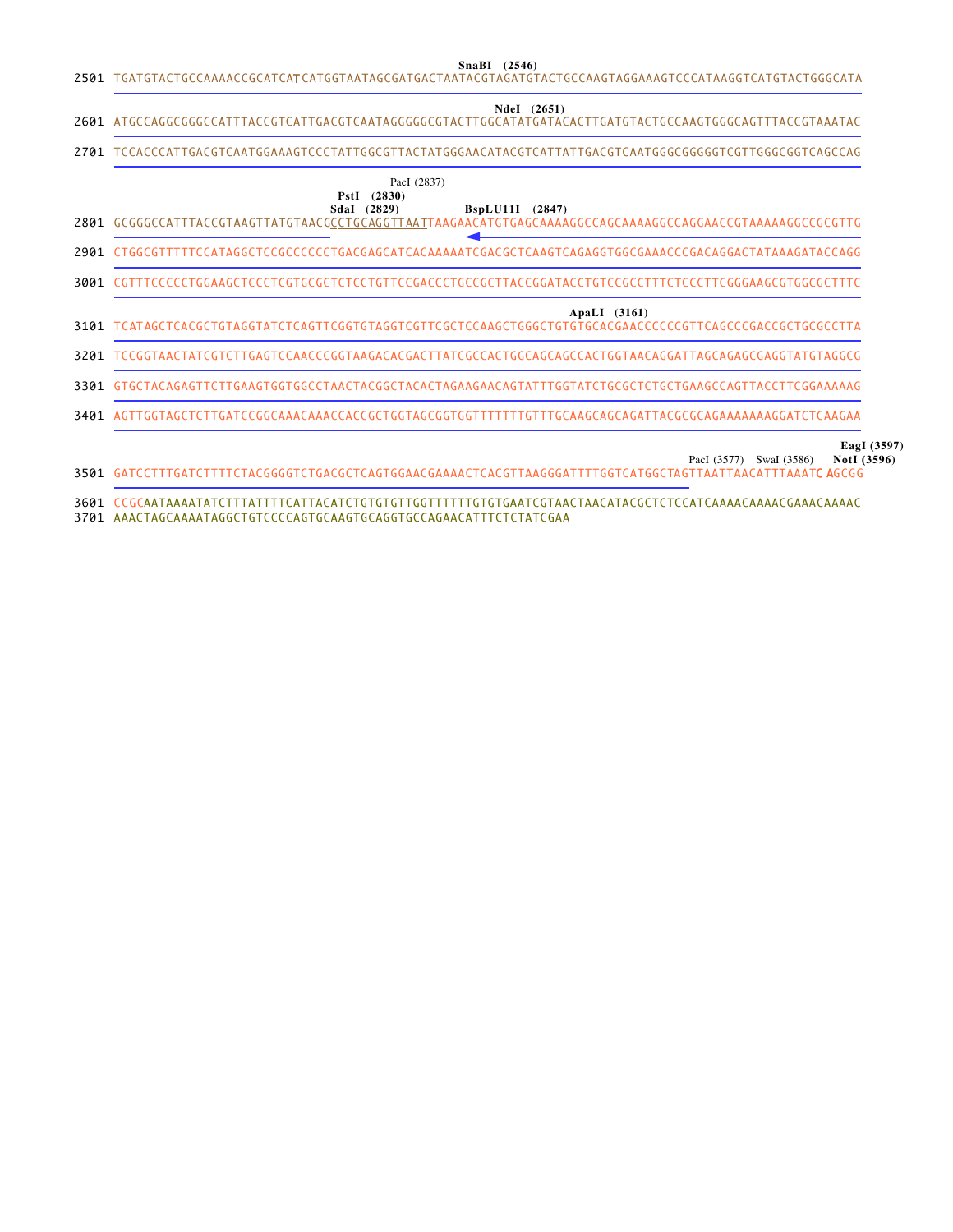SnaBI (2546)

2501 TGATGTACTGCCAAAACCGCATCATCATGGTAATAGCGATGACTAATACGTAGATGTACTGCCAAGTAGGAAAGTCCCATAAGGTCATGTACTGGGCATA

NdeI (2651)

2601 ATGCCAGGCGGGCCATTTACCGTCATTGACGTCAATAGGGGGCGTACTTGGCATATGATACACTTGATGTACTGCCAAGTGGGCAGTTTACCGTAAATAC

2701 TCCACCCATTGACGTCAATGGAAAGTCCCTATTGGCGTTACTATGGGAACATACGTCATTATTGACGTCAATGGGCGGGGGTCGTTGGGCGGTCAGCCAG

PacI (2837)
PstI (2830)
SdaI (2829)
BspLU11I (2847)

2801 GCGGGCCATTTACCGTAAGTTATGTAACGCCTGCAGGTTAATTAAGAACATGTGAGCAAAAGGCCAGCAAAAGGCCAGGAACCGTAAAAAGGCCGCGTTG

2901 CTGGCGTTTTTCCATAGGCTCCGCCCCCCTGACGAGCATCACAAAAATCGACGCTCAAGTCAGAGGTGGCGAAACCCGACAGGACTATAAAGATACCAGG

3001 CGTTTCCCCCTGGAAGCTCCCTCGTGCGCTCTCCTGTTCCGACCCTGCCGCTTACCGGATACCTGTCCGCCTTTCTCCCTTCGGGAAGCGTGGCGCTTTC

ApaLI (3161)

3101 TCATAGCTCACGCTGTAGGTATCTCAGTTCGGTGTAGGTCGTTCGCTCCAAGCTGGGCTGTGTGCACGAACCCCCCGTTCAGCCCGACCGCTGCGCCTTA

3201 TCCGGTAACTATCGTCTTGAGTCCAACCCGGTAAGACACGACTTATCGCCACTGGCAGCAGCCACTGGTAACAGGATTAGCAGAGCGAGGTATGTAGGCG

3301 GTGCTACAGAGTTCTTGAAGTGGTGGCCTAACTACGGCTACACTAGAAGAACAGTATTTGGTATCTGCGCTCTGCTGAAGCCAGTTACCTTCGGAAAAAG

3401 AGTTGGTAGCTCTTGATCCGGCAAACAAACCACCGCTGGTAGCGGTGGTTTTTTTGTTTGCAAGCAGCAGATTACGCGCAGAAAAAAAGGATCTCAAGAA

EagI (3597)
PacI (3577) SwaI (3586) NotI (3596)

3501 GATCCTTTGATCTTTTCTACGGGGTCTGACGCTCAGTGGAACGAAAACTCACGTTAAGGGATTTTGGTCATGGCTAGTTAATTAACATTTAAATCAGCGG

3601 CCGCAATAAAATATCTTTATTTTCATTACATCTGTGTGTTGGTTTTTTGTGTGAATCGTAACTAACATACGCTCTCCATCAAAACAAAACGAAACAAAAC

3701 AAACTAGCAAAATAGGCTGTCCCCAGTGCAAGTGCAGGTGCCAGAACATTTCTCTATCGAA